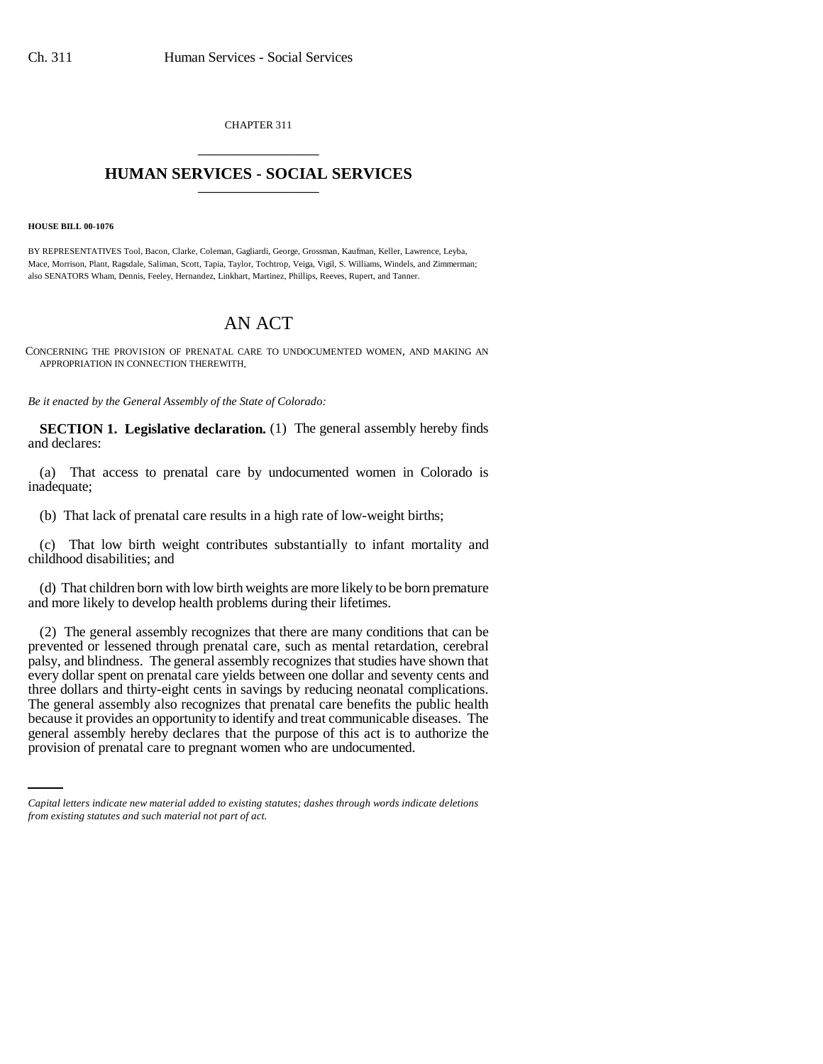CHAPTER 311

# HUMAN SERVICES - SOCIAL SERVICES

**HOUSE BILL 00-1076**

BY REPRESENTATIVES Tool, Bacon, Clarke, Coleman, Gagliardi, George, Grossman, Kaufman, Keller, Lawrence, Leyba, Mace, Morrison, Plant, Ragsdale, Saliman, Scott, Tapia, Taylor, Tochtrop, Veiga, Vigil, S. Williams, Windels, and Zimmerman; also SENATORS Wham, Dennis, Feeley, Hernandez, Linkhart, Martinez, Phillips, Reeves, Rupert, and Tanner.

## AN ACT

CONCERNING THE PROVISION OF PRENATAL CARE TO UNDOCUMENTED WOMEN, AND MAKING AN APPROPRIATION IN CONNECTION THEREWITH.

*Be it enacted by the General Assembly of the State of Colorado:*

**SECTION 1. Legislative declaration.** (1) The general assembly hereby finds and declares:

(a) That access to prenatal care by undocumented women in Colorado is inadequate;

(b) That lack of prenatal care results in a high rate of low-weight births;

(c) That low birth weight contributes substantially to infant mortality and childhood disabilities; and

(d) That children born with low birth weights are more likely to be born premature and more likely to develop health problems during their lifetimes.

(2) The general assembly recognizes that there are many conditions that can be prevented or lessened through prenatal care, such as mental retardation, cerebral palsy, and blindness. The general assembly recognizes that studies have shown that every dollar spent on prenatal care yields between one dollar and seventy cents and three dollars and thirty-eight cents in savings by reducing neonatal complications. The general assembly also recognizes that prenatal care benefits the public health because it provides an opportunity to identify and treat communicable diseases. The general assembly hereby declares that the purpose of this act is to authorize the provision of prenatal care to pregnant women who are undocumented.

*Capital letters indicate new material added to existing statutes; dashes through words indicate deletions from existing statutes and such material not part of act.*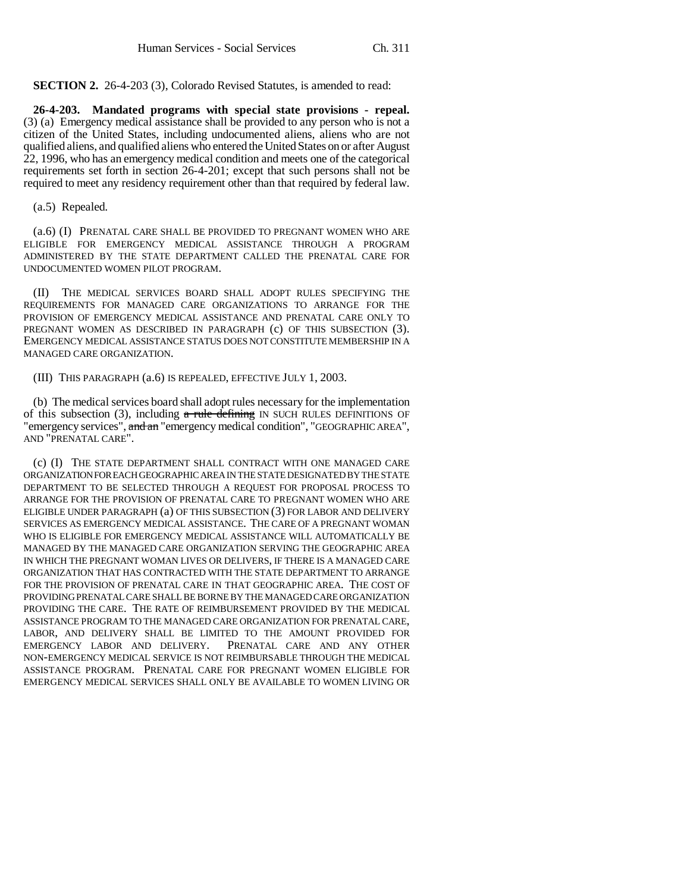**SECTION 2.** 26-4-203 (3), Colorado Revised Statutes, is amended to read:

**26-4-203. Mandated programs with special state provisions - repeal.** (3) (a) Emergency medical assistance shall be provided to any person who is not a citizen of the United States, including undocumented aliens, aliens who are not qualified aliens, and qualified aliens who entered the United States on or after August 22, 1996, who has an emergency medical condition and meets one of the categorical requirements set forth in section 26-4-201; except that such persons shall not be required to meet any residency requirement other than that required by federal law.

(a.5) Repealed.

(a.6) (I) PRENATAL CARE SHALL BE PROVIDED TO PREGNANT WOMEN WHO ARE ELIGIBLE FOR EMERGENCY MEDICAL ASSISTANCE THROUGH A PROGRAM ADMINISTERED BY THE STATE DEPARTMENT CALLED THE PRENATAL CARE FOR UNDOCUMENTED WOMEN PILOT PROGRAM.

(II) THE MEDICAL SERVICES BOARD SHALL ADOPT RULES SPECIFYING THE REQUIREMENTS FOR MANAGED CARE ORGANIZATIONS TO ARRANGE FOR THE PROVISION OF EMERGENCY MEDICAL ASSISTANCE AND PRENATAL CARE ONLY TO PREGNANT WOMEN AS DESCRIBED IN PARAGRAPH (c) OF THIS SUBSECTION (3). EMERGENCY MEDICAL ASSISTANCE STATUS DOES NOT CONSTITUTE MEMBERSHIP IN A MANAGED CARE ORGANIZATION.

(III) THIS PARAGRAPH (a.6) IS REPEALED, EFFECTIVE JULY 1, 2003.

(b) The medical services board shall adopt rules necessary for the implementation of this subsection (3), including ~~a rule defining~~ IN SUCH RULES DEFINITIONS OF "emergency services", ~~and an~~ "emergency medical condition", "GEOGRAPHIC AREA", AND "PRENATAL CARE".

(c) (I) THE STATE DEPARTMENT SHALL CONTRACT WITH ONE MANAGED CARE ORGANIZATION FOR EACH GEOGRAPHIC AREA IN THE STATE DESIGNATED BY THE STATE DEPARTMENT TO BE SELECTED THROUGH A REQUEST FOR PROPOSAL PROCESS TO ARRANGE FOR THE PROVISION OF PRENATAL CARE TO PREGNANT WOMEN WHO ARE ELIGIBLE UNDER PARAGRAPH (a) OF THIS SUBSECTION (3) FOR LABOR AND DELIVERY SERVICES AS EMERGENCY MEDICAL ASSISTANCE. THE CARE OF A PREGNANT WOMAN WHO IS ELIGIBLE FOR EMERGENCY MEDICAL ASSISTANCE WILL AUTOMATICALLY BE MANAGED BY THE MANAGED CARE ORGANIZATION SERVING THE GEOGRAPHIC AREA IN WHICH THE PREGNANT WOMAN LIVES OR DELIVERS, IF THERE IS A MANAGED CARE ORGANIZATION THAT HAS CONTRACTED WITH THE STATE DEPARTMENT TO ARRANGE FOR THE PROVISION OF PRENATAL CARE IN THAT GEOGRAPHIC AREA. THE COST OF PROVIDING PRENATAL CARE SHALL BE BORNE BY THE MANAGED CARE ORGANIZATION PROVIDING THE CARE. THE RATE OF REIMBURSEMENT PROVIDED BY THE MEDICAL ASSISTANCE PROGRAM TO THE MANAGED CARE ORGANIZATION FOR PRENATAL CARE, LABOR, AND DELIVERY SHALL BE LIMITED TO THE AMOUNT PROVIDED FOR EMERGENCY LABOR AND DELIVERY. PRENATAL CARE AND ANY OTHER NON-EMERGENCY MEDICAL SERVICE IS NOT REIMBURSABLE THROUGH THE MEDICAL ASSISTANCE PROGRAM. PRENATAL CARE FOR PREGNANT WOMEN ELIGIBLE FOR EMERGENCY MEDICAL SERVICES SHALL ONLY BE AVAILABLE TO WOMEN LIVING OR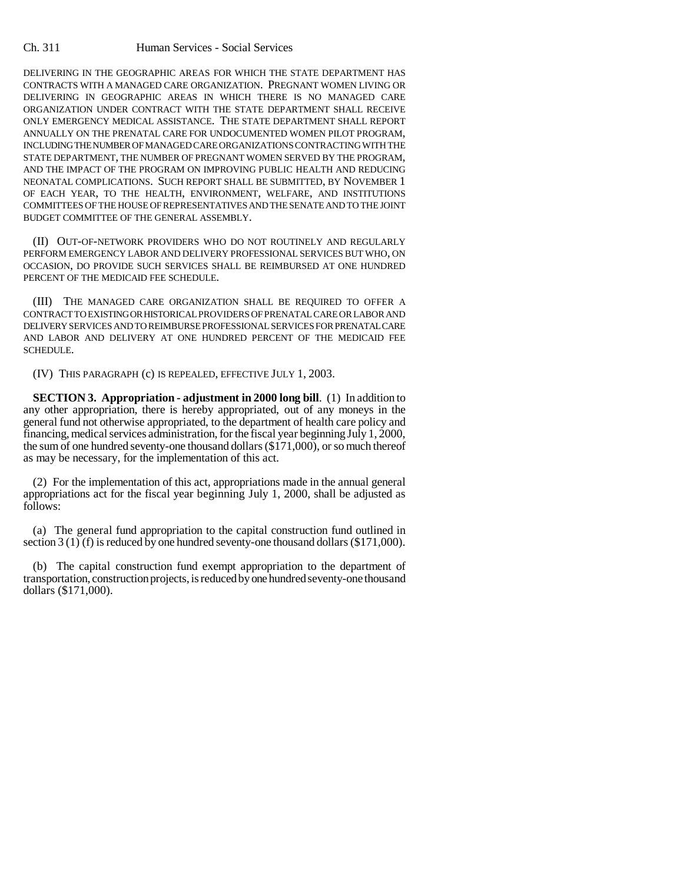DELIVERING IN THE GEOGRAPHIC AREAS FOR WHICH THE STATE DEPARTMENT HAS CONTRACTS WITH A MANAGED CARE ORGANIZATION. PREGNANT WOMEN LIVING OR DELIVERING IN GEOGRAPHIC AREAS IN WHICH THERE IS NO MANAGED CARE ORGANIZATION UNDER CONTRACT WITH THE STATE DEPARTMENT SHALL RECEIVE ONLY EMERGENCY MEDICAL ASSISTANCE. THE STATE DEPARTMENT SHALL REPORT ANNUALLY ON THE PRENATAL CARE FOR UNDOCUMENTED WOMEN PILOT PROGRAM, INCLUDING THE NUMBER OF MANAGED CARE ORGANIZATIONS CONTRACTING WITH THE STATE DEPARTMENT, THE NUMBER OF PREGNANT WOMEN SERVED BY THE PROGRAM, AND THE IMPACT OF THE PROGRAM ON IMPROVING PUBLIC HEALTH AND REDUCING NEONATAL COMPLICATIONS. SUCH REPORT SHALL BE SUBMITTED, BY NOVEMBER 1 OF EACH YEAR, TO THE HEALTH, ENVIRONMENT, WELFARE, AND INSTITUTIONS COMMITTEES OF THE HOUSE OF REPRESENTATIVES AND THE SENATE AND TO THE JOINT BUDGET COMMITTEE OF THE GENERAL ASSEMBLY.

(II) OUT-OF-NETWORK PROVIDERS WHO DO NOT ROUTINELY AND REGULARLY PERFORM EMERGENCY LABOR AND DELIVERY PROFESSIONAL SERVICES BUT WHO, ON OCCASION, DO PROVIDE SUCH SERVICES SHALL BE REIMBURSED AT ONE HUNDRED PERCENT OF THE MEDICAID FEE SCHEDULE.

(III) THE MANAGED CARE ORGANIZATION SHALL BE REQUIRED TO OFFER A CONTRACT TO EXISTING OR HISTORICAL PROVIDERS OF PRENATAL CARE OR LABOR AND DELIVERY SERVICES AND TO REIMBURSE PROFESSIONAL SERVICES FOR PRENATAL CARE AND LABOR AND DELIVERY AT ONE HUNDRED PERCENT OF THE MEDICAID FEE SCHEDULE.

(IV) THIS PARAGRAPH (c) IS REPEALED, EFFECTIVE JULY 1, 2003.

**SECTION 3. Appropriation - adjustment in 2000 long bill**. (1) In addition to any other appropriation, there is hereby appropriated, out of any moneys in the general fund not otherwise appropriated, to the department of health care policy and financing, medical services administration, for the fiscal year beginning July 1, 2000, the sum of one hundred seventy-one thousand dollars ($171,000), or so much thereof as may be necessary, for the implementation of this act.

(2) For the implementation of this act, appropriations made in the annual general appropriations act for the fiscal year beginning July 1, 2000, shall be adjusted as follows:

(a) The general fund appropriation to the capital construction fund outlined in section 3 (1) (f) is reduced by one hundred seventy-one thousand dollars ($171,000).

(b) The capital construction fund exempt appropriation to the department of transportation, construction projects, is reduced by one hundred seventy-one thousand dollars ($171,000).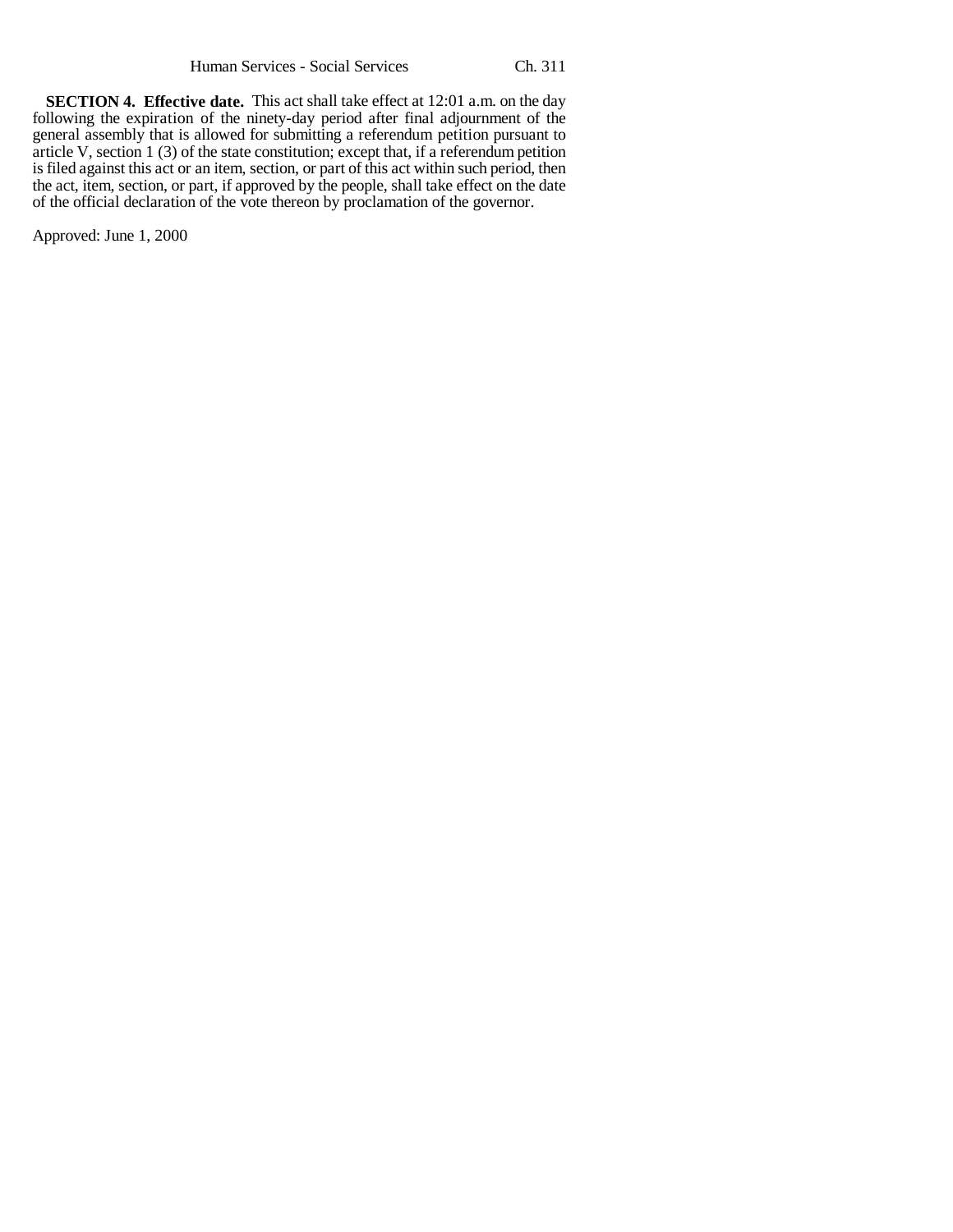**SECTION 4. Effective date.** This act shall take effect at 12:01 a.m. on the day following the expiration of the ninety-day period after final adjournment of the general assembly that is allowed for submitting a referendum petition pursuant to article V, section 1 (3) of the state constitution; except that, if a referendum petition is filed against this act or an item, section, or part of this act within such period, then the act, item, section, or part, if approved by the people, shall take effect on the date of the official declaration of the vote thereon by proclamation of the governor.

Approved: June 1, 2000